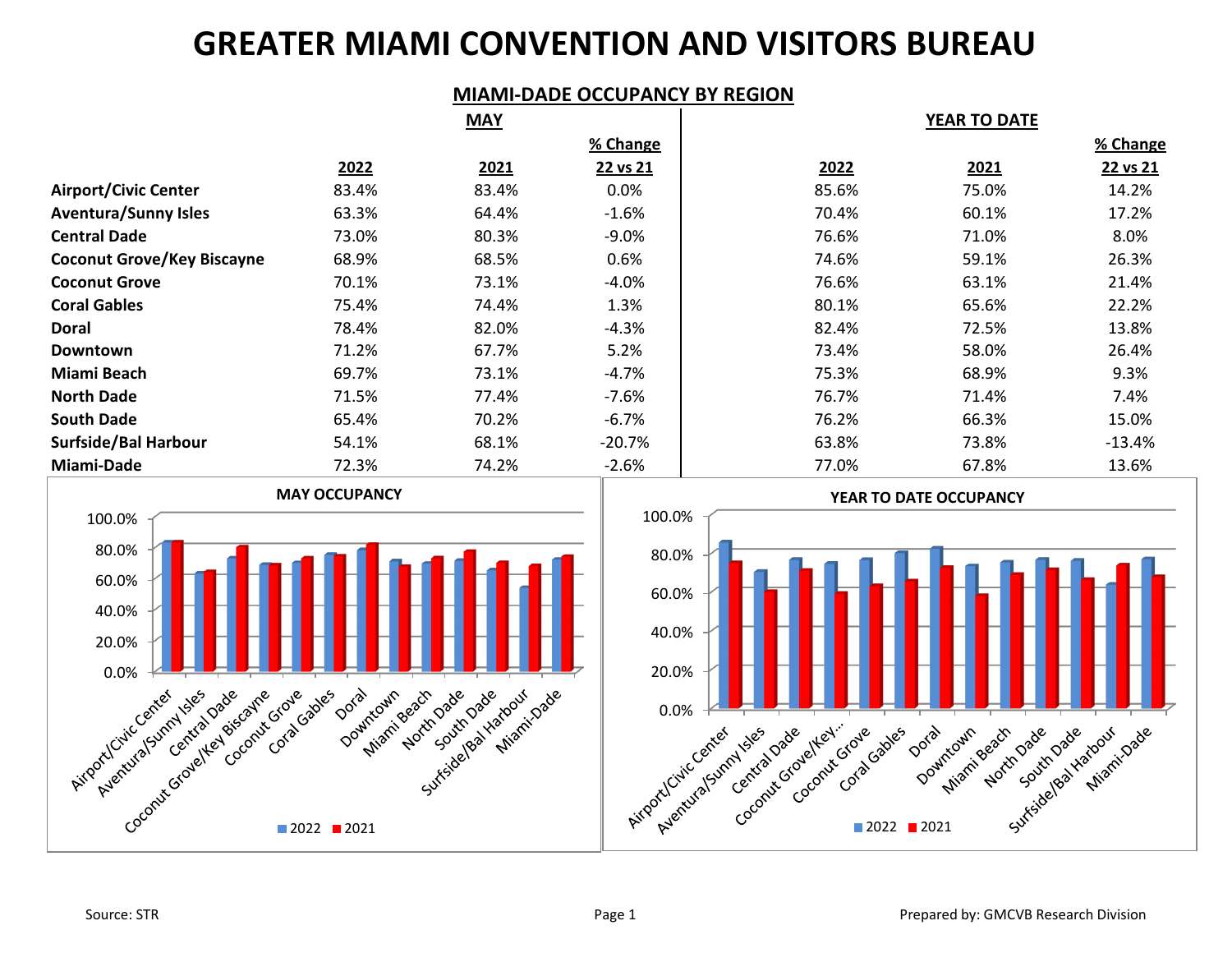# GREATER MIAMI CONVENTION AND VISITORS BUREAU

## MIAMI-DADE OCCUPANCY BY REGION

| | MAY | | | YEAR TO DATE | | |
|---|---|---|---|---|---|---|
| | **2022** | **2021** | **% Change 22 vs 21** | **2022** | **2021** | **% Change 22 vs 21** |
| **Airport/Civic Center** | 83.4% | 83.4% | 0.0% | 85.6% | 75.0% | 14.2% |
| **Aventura/Sunny Isles** | 63.3% | 64.4% | -1.6% | 70.4% | 60.1% | 17.2% |
| **Central Dade** | 73.0% | 80.3% | -9.0% | 76.6% | 71.0% | 8.0% |
| **Coconut Grove/Key Biscayne** | 68.9% | 68.5% | 0.6% | 74.6% | 59.1% | 26.3% |
| **Coconut Grove** | 70.1% | 73.1% | -4.0% | 76.6% | 63.1% | 21.4% |
| **Coral Gables** | 75.4% | 74.4% | 1.3% | 80.1% | 65.6% | 22.2% |
| **Doral** | 78.4% | 82.0% | -4.3% | 82.4% | 72.5% | 13.8% |
| **Downtown** | 71.2% | 67.7% | 5.2% | 73.4% | 58.0% | 26.4% |
| **Miami Beach** | 69.7% | 73.1% | -4.7% | 75.3% | 68.9% | 9.3% |
| **North Dade** | 71.5% | 77.4% | -7.6% | 76.7% | 71.4% | 7.4% |
| **South Dade** | 65.4% | 70.2% | -6.7% | 76.2% | 66.3% | 15.0% |
| **Surfside/Bal Harbour** | 54.1% | 68.1% | -20.7% | 63.8% | 73.8% | -13.4% |
| **Miami-Dade** | 72.3% | 74.2% | -2.6% | 77.0% | 67.8% | 13.6% |

**MAY OCCUPANCY**

**YEAR TO DATE OCCUPANCY**

Source: STR

Prepared by: GMCVB Research Division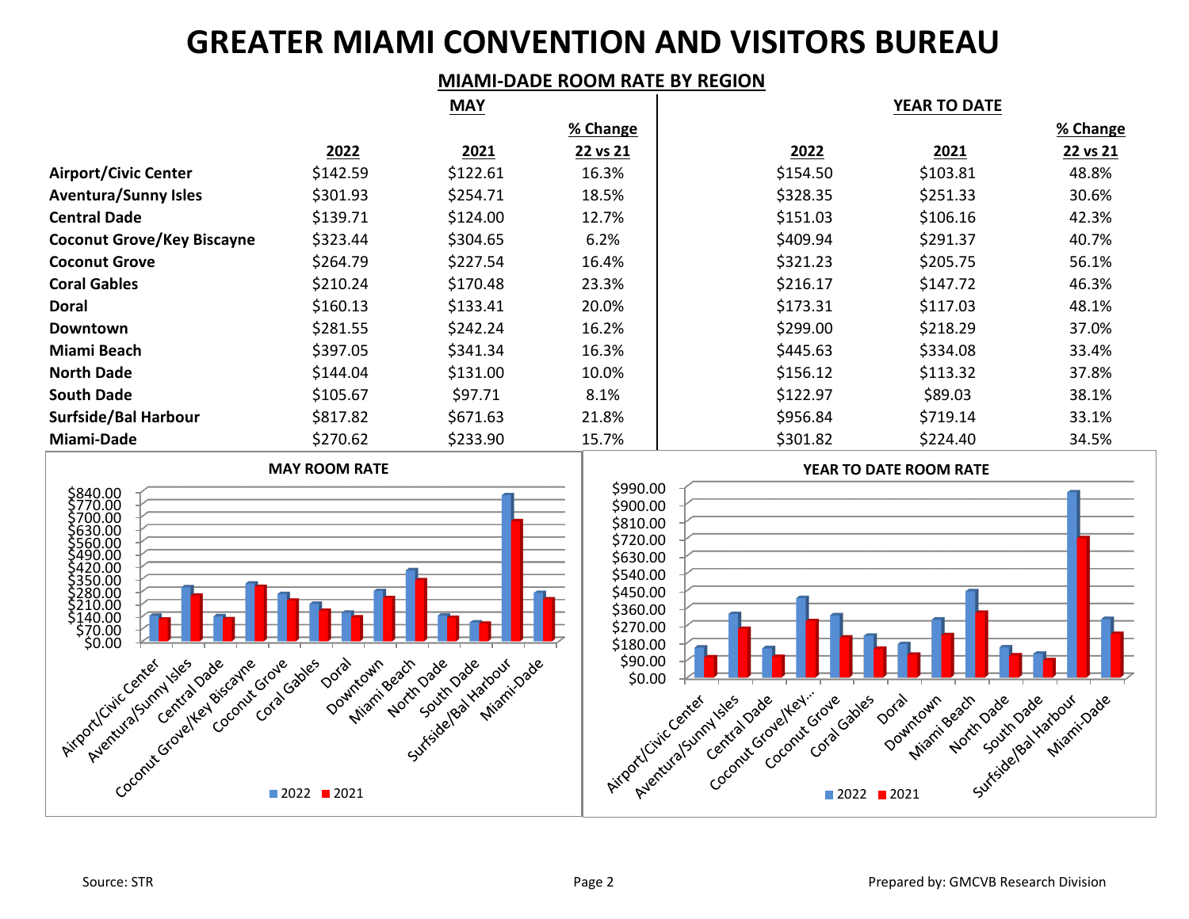# GREATER MIAMI CONVENTION AND VISITORS BUREAU

## MIAMI-DADE ROOM RATE BY REGION

| | MAY | | | YEAR TO DATE | | |
|---|---|---|---|---|---|---|
| | **2022** | **2021** | **% Change 22 vs 21** | **2022** | **2021** | **% Change 22 vs 21** |
| **Airport/Civic Center** | $142.59 | $122.61 | 16.3% | $154.50 | $103.81 | 48.8% |
| **Aventura/Sunny Isles** | $301.93 | $254.71 | 18.5% | $328.35 | $251.33 | 30.6% |
| **Central Dade** | $139.71 | $124.00 | 12.7% | $151.03 | $106.16 | 42.3% |
| **Coconut Grove/Key Biscayne** | $323.44 | $304.65 | 6.2% | $409.94 | $291.37 | 40.7% |
| **Coconut Grove** | $264.79 | $227.54 | 16.4% | $321.23 | $205.75 | 56.1% |
| **Coral Gables** | $210.24 | $170.48 | 23.3% | $216.17 | $147.72 | 46.3% |
| **Doral** | $160.13 | $133.41 | 20.0% | $173.31 | $117.03 | 48.1% |
| **Downtown** | $281.55 | $242.24 | 16.2% | $299.00 | $218.29 | 37.0% |
| **Miami Beach** | $397.05 | $341.34 | 16.3% | $445.63 | $334.08 | 33.4% |
| **North Dade** | $144.04 | $131.00 | 10.0% | $156.12 | $113.32 | 37.8% |
| **South Dade** | $105.67 | $97.71 | 8.1% | $122.97 | $89.03 | 38.1% |
| **Surfside/Bal Harbour** | $817.82 | $671.63 | 21.8% | $956.84 | $719.14 | 33.1% |
| **Miami-Dade** | $270.62 | $233.90 | 15.7% | $301.82 | $224.40 | 34.5% |

**MAY ROOM RATE**

**YEAR TO DATE ROOM RATE**

Source: STR

Prepared by: GMCVB Research Division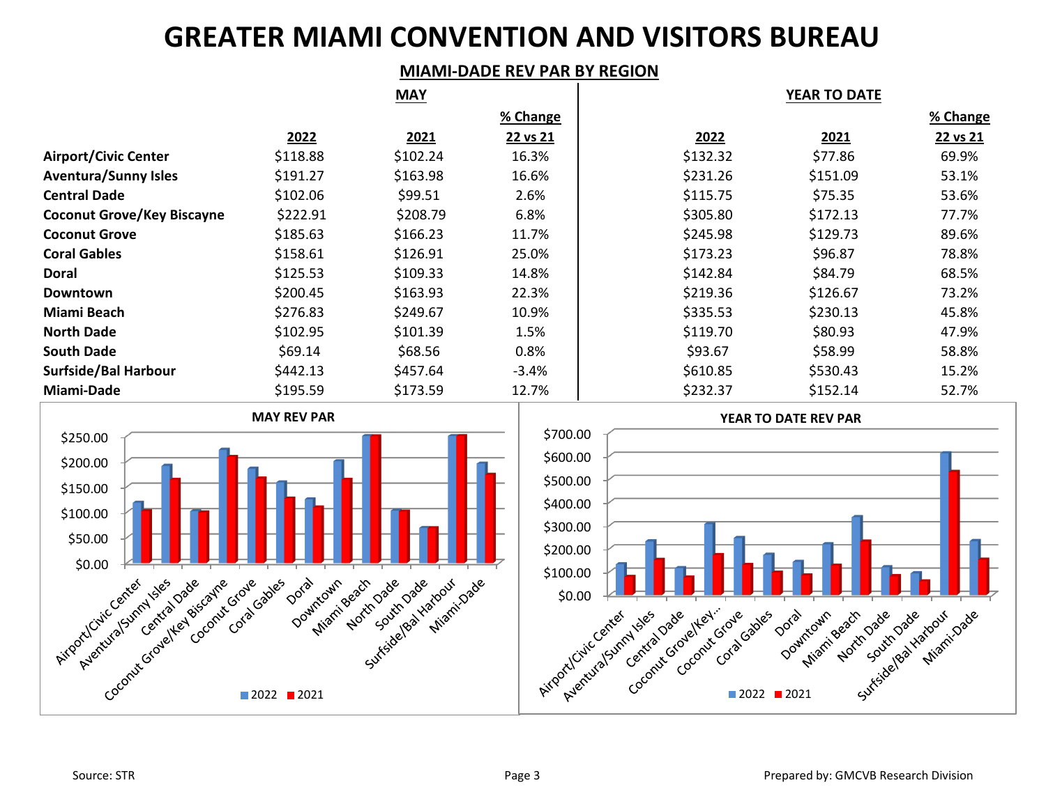# GREATER MIAMI CONVENTION AND VISITORS BUREAU

## MIAMI-DADE REV PAR BY REGION

| | MAY | | | YEAR TO DATE | | |
|---|---|---|---|---|---|---|
| | 2022 | 2021 | % Change 22 vs 21 | 2022 | 2021 | % Change 22 vs 21 |
| **Airport/Civic Center** | $118.88 | $102.24 | 16.3% | $132.32 | $77.86 | 69.9% |
| **Aventura/Sunny Isles** | $191.27 | $163.98 | 16.6% | $231.26 | $151.09 | 53.1% |
| **Central Dade** | $102.06 | $99.51 | 2.6% | $115.75 | $75.35 | 53.6% |
| **Coconut Grove/Key Biscayne** | $222.91 | $208.79 | 6.8% | $305.80 | $172.13 | 77.7% |
| **Coconut Grove** | $185.63 | $166.23 | 11.7% | $245.98 | $129.73 | 89.6% |
| **Coral Gables** | $158.61 | $126.91 | 25.0% | $173.23 | $96.87 | 78.8% |
| **Doral** | $125.53 | $109.33 | 14.8% | $142.84 | $84.79 | 68.5% |
| **Downtown** | $200.45 | $163.93 | 22.3% | $219.36 | $126.67 | 73.2% |
| **Miami Beach** | $276.83 | $249.67 | 10.9% | $335.53 | $230.13 | 45.8% |
| **North Dade** | $102.95 | $101.39 | 1.5% | $119.70 | $80.93 | 47.9% |
| **South Dade** | $69.14 | $68.56 | 0.8% | $93.67 | $58.99 | 58.8% |
| **Surfside/Bal Harbour** | $442.13 | $457.64 | -3.4% | $610.85 | $530.43 | 15.2% |
| **Miami-Dade** | $195.59 | $173.59 | 12.7% | $232.37 | $152.14 | 52.7% |

MAY REV PAR

$250.00
$200.00
$150.00
$100.00
$50.00
$0.00

Airport/Civic Center, Aventura/Sunny Isles, Central Dade, Coconut Grove/Key Biscayne, Coconut Grove, Coral Gables, Doral, Downtown, Miami Beach, North Dade, South Dade, Surfside/Bal Harbour, Miami-Dade

2022 2021

YEAR TO DATE REV PAR

$700.00
$600.00
$500.00
$400.00
$300.00
$200.00
$100.00
$0.00

Airport/Civic Center, Aventura/Sunny Isles, Central Dade, Coconut Grove/Key..., Coconut Grove, Coral Gables, Doral, Downtown, Miami Beach, North Dade, South Dade, Surfside/Bal Harbour, Miami-Dade

2022 2021

Source: STR

Prepared by: GMCVB Research Division